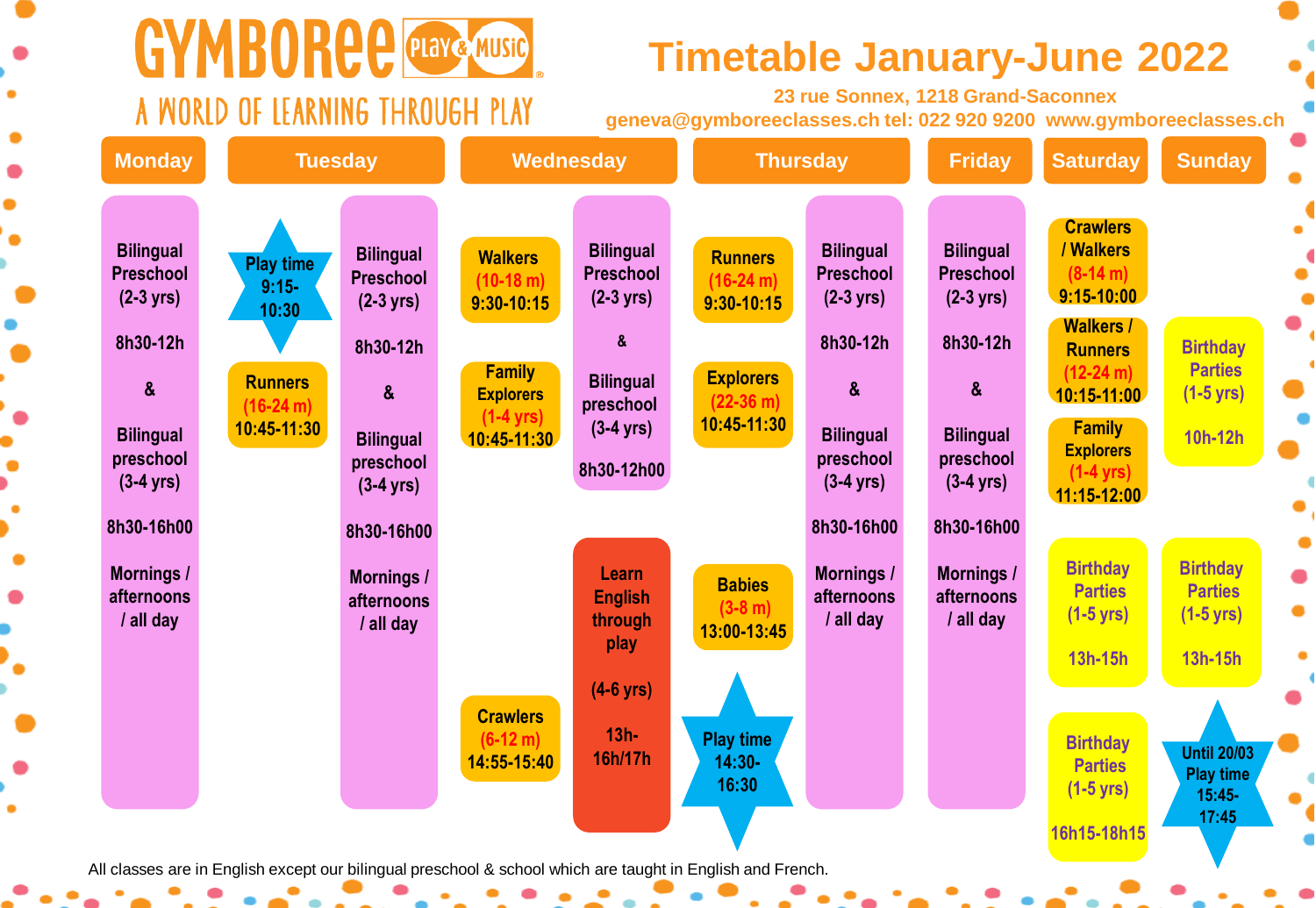# GYMBOREE Play & Music

A WORLD OF LEARNING THROUGH PLAY

## Timetable January-June 2022

23 rue Sonnex, 1218 Grand-Saconnex

geneva@gymboreeclasses.ch tel: 022 920 9200 www.gymboreeclasses.ch

### Monday

- Bilingual Preschool (2-3 yrs) 8h30-12h & Bilingual preschool (3-4 yrs) 8h30-16h00 — Mornings / afternoons / all day

### Tuesday

- Play time 9:15-10:30
- Runners (16-24 m) 10:45-11:30
- Bilingual Preschool (2-3 yrs) 8h30-12h & Bilingual preschool (3-4 yrs) 8h30-16h00 — Mornings / afternoons / all day

### Wednesday

- Walkers (10-18 m) 9:30-10:15
- Family Explorers (1-4 yrs) 10:45-11:30
- Crawlers (6-12 m) 14:55-15:40
- Bilingual Preschool (2-3 yrs) & Bilingual preschool (3-4 yrs) 8h30-12h00
- Learn English through play (4-6 yrs) 13h-16h/17h

### Thursday

- Runners (16-24 m) 9:30-10:15
- Explorers (22-36 m) 10:45-11:30
- Babies (3-8 m) 13:00-13:45
- Play time 14:30-16:30
- Bilingual Preschool (2-3 yrs) 8h30-12h & Bilingual preschool (3-4 yrs) 8h30-16h00 — Mornings / afternoons / all day

### Friday

- Bilingual Preschool (2-3 yrs) 8h30-12h & Bilingual preschool (3-4 yrs) 8h30-16h00 — Mornings / afternoons / all day

### Saturday

- Crawlers / Walkers (8-14 m) 9:15-10:00
- Walkers / Runners (12-24 m) 10:15-11:00
- Family Explorers (1-4 yrs) 11:15-12:00
- Birthday Parties (1-5 yrs) 13h-15h
- Birthday Parties (1-5 yrs) 16h15-18h15

### Sunday

- Birthday Parties (1-5 yrs) 10h-12h
- Birthday Parties (1-5 yrs) 13h-15h
- Until 20/03 Play time 15:45-17:45

All classes are in English except our bilingual preschool & school which are taught in English and French.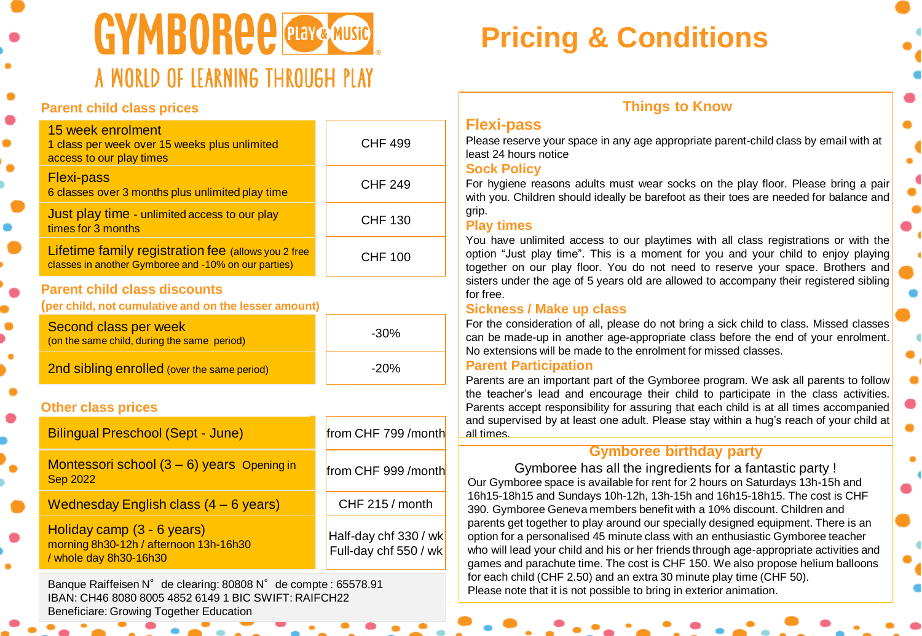# GYMBOREE Play & Music

A WORLD OF LEARNING THROUGH PLAY

# Pricing & Conditions

## Parent child class prices

| | |
|---|---|
| **15 week enrolment** 1 class per week over 15 weeks plus unlimited access to our play times | CHF 499 |
| **Flexi-pass** 6 classes over 3 months plus unlimited play time | CHF 249 |
| **Just play time** - unlimited access to our play times for 3 months | CHF 130 |
| **Lifetime family registration fee** (allows you 2 free classes in another Gymboree and -10% on our parties) | CHF 100 |

## Parent child class discounts

(per child, not cumulative and on the lesser amount)

| | |
|---|---|
| **Second class per week** (on the same child, during the same period) | -30% |
| **2nd sibling enrolled** (over the same period) | -20% |

## Other class prices

| | |
|---|---|
| Bilingual Preschool (Sept - June) | from CHF 799 /month |
| Montessori school (3 – 6) years Opening in Sep 2022 | from CHF 999 /month |
| Wednesday English class (4 – 6 years) | CHF 215 / month |
| Holiday camp (3 - 6 years) morning 8h30-12h / afternoon 13h-16h30 / whole day 8h30-16h30 | Half-day chf 330 / wk Full-day chf 550 / wk |

Banque Raiffeisen N° de clearing: 80808 N° de compte : 65578.91
IBAN: CH46 8080 8005 4852 6149 1 BIC SWIFT: RAIFCH22
Beneficiare: Growing Together Education

## Things to Know

### Flexi-pass

Please reserve your space in any age appropriate parent-child class by email with at least 24 hours notice

### Sock Policy

For hygiene reasons adults must wear socks on the play floor. Please bring a pair with you. Children should ideally be barefoot as their toes are needed for balance and grip.

### Play times

You have unlimited access to our playtimes with all class registrations or with the option "Just play time". This is a moment for you and your child to enjoy playing together on our play floor. You do not need to reserve your space. Brothers and sisters under the age of 5 years old are allowed to accompany their registered sibling for free.

### Sickness / Make up class

For the consideration of all, please do not bring a sick child to class. Missed classes can be made-up in another age-appropriate class before the end of your enrolment. No extensions will be made to the enrolment for missed classes.

### Parent Participation

Parents are an important part of the Gymboree program. We ask all parents to follow the teacher's lead and encourage their child to participate in the class activities. Parents accept responsibility for assuring that each child is at all times accompanied and supervised by at least one adult. Please stay within a hug's reach of your child at all times.

## Gymboree birthday party

Gymboree has all the ingredients for a fantastic party !

Our Gymboree space is available for rent for 2 hours on Saturdays 13h-15h and 16h15-18h15 and Sundays 10h-12h, 13h-15h and 16h15-18h15. The cost is CHF 390. Gymboree Geneva members benefit with a 10% discount. Children and parents get together to play around our specially designed equipment. There is an option for a personalised 45 minute class with an enthusiastic Gymboree teacher who will lead your child and his or her friends through age-appropriate activities and games and parachute time. The cost is CHF 150. We also propose helium balloons for each child (CHF 2.50) and an extra 30 minute play time (CHF 50).
Please note that it is not possible to bring in exterior animation.